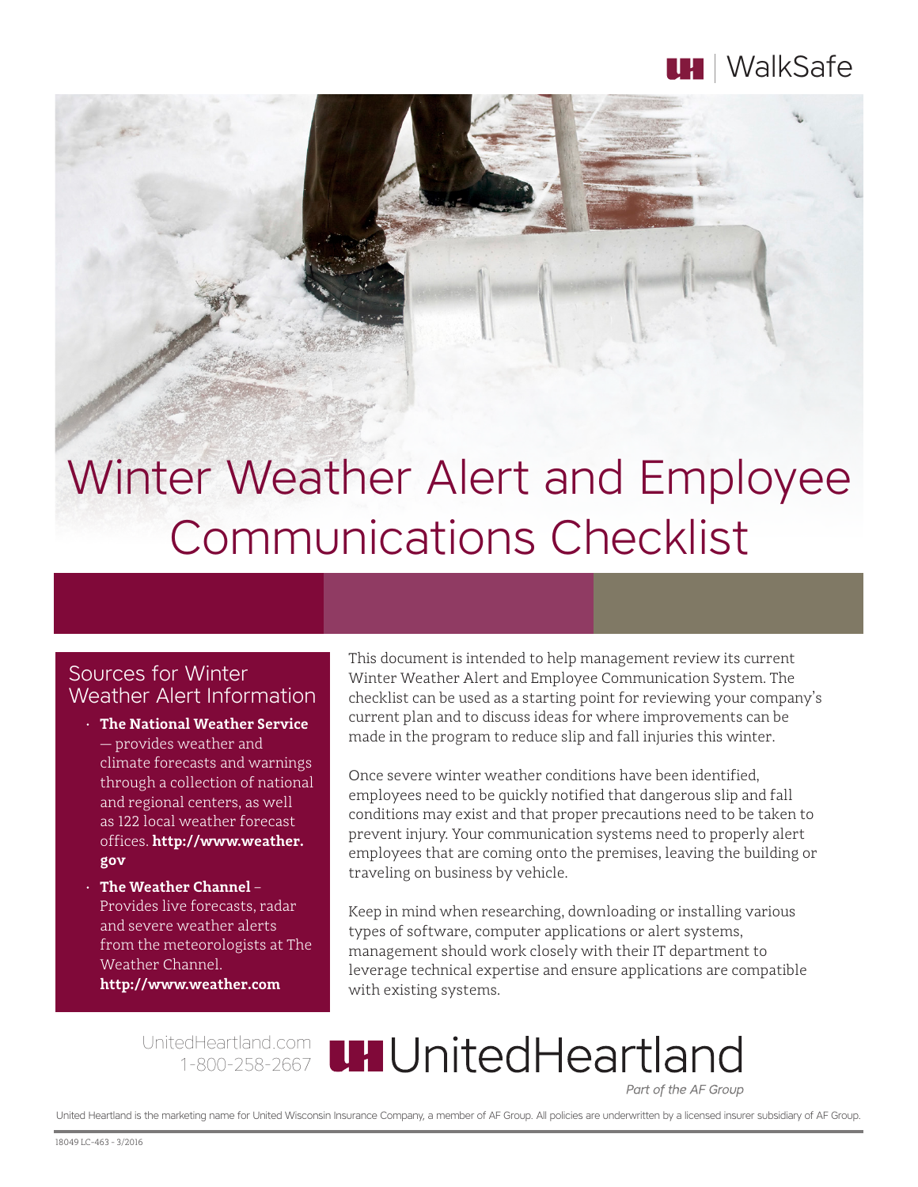UH | WalkSafe

# Winter Weather Alert and Employee Communications Checklist

## Sources for Winter Weather Alert Information

- **The National Weather Service** — provides weather and climate forecasts and warnings through a collection of national and regional centers, as well as 122 local weather forecast offices. **http://www.weather.gov**
- **The Weather Channel** – Provides live forecasts, radar and severe weather alerts from the meteorologists at The Weather Channel. **http://www.weather.com**

This document is intended to help management review its current Winter Weather Alert and Employee Communication System. The checklist can be used as a starting point for reviewing your company's current plan and to discuss ideas for where improvements can be made in the program to reduce slip and fall injuries this winter.

Once severe winter weather conditions have been identified, employees need to be quickly notified that dangerous slip and fall conditions may exist and that proper precautions need to be taken to prevent injury. Your communication systems need to properly alert employees that are coming onto the premises, leaving the building or traveling on business by vehicle.

Keep in mind when researching, downloading or installing various types of software, computer applications or alert systems, management should work closely with their IT department to leverage technical expertise and ensure applications are compatible with existing systems.

UnitedHeartland.com
1-800-258-2667

UH UnitedHeartland
*Part of the AF Group*

United Heartland is the marketing name for United Wisconsin Insurance Company, a member of AF Group. All policies are underwritten by a licensed insurer subsidiary of AF Group.

18049 LC-463 - 3/2016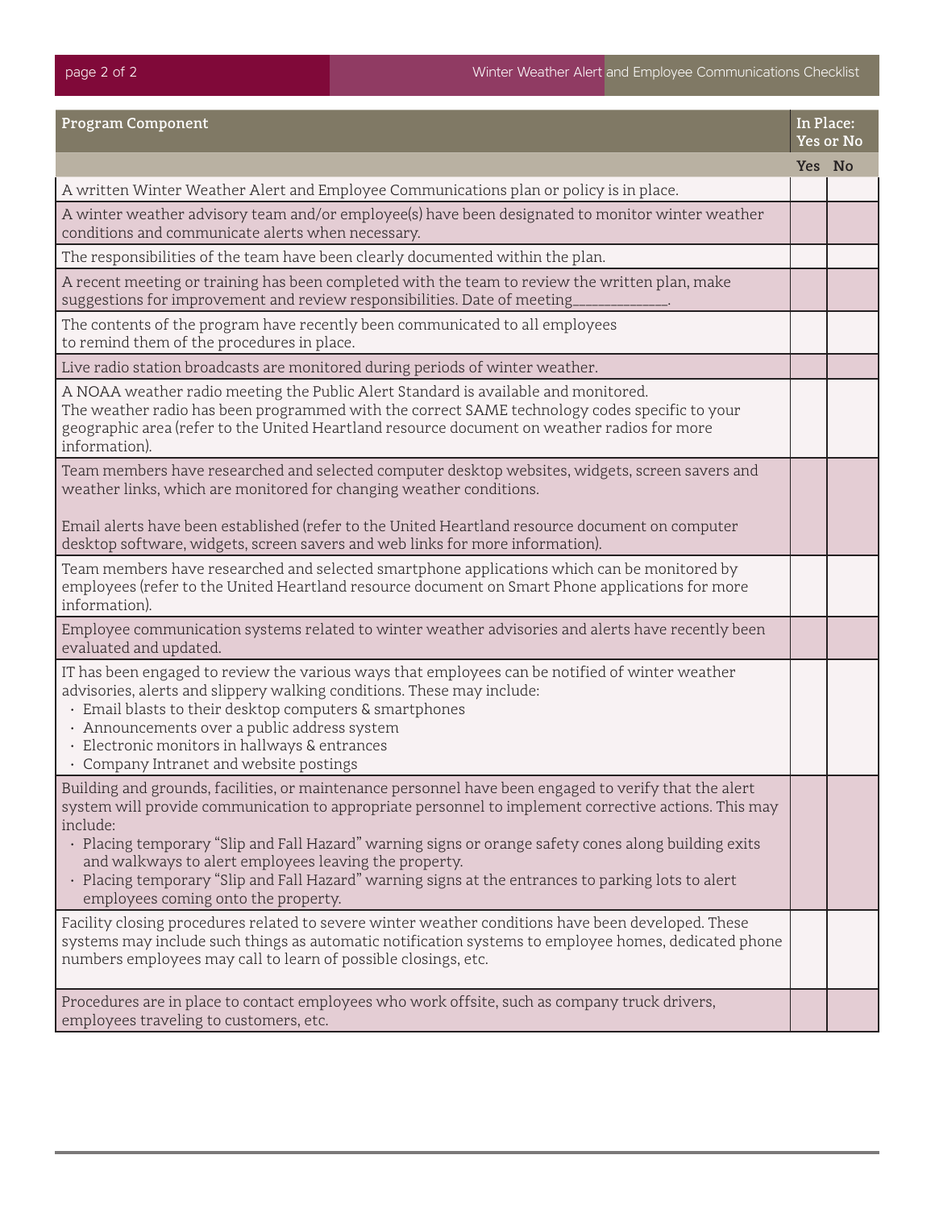| Program Component | In Place: Yes or No | |
|---|---|---|
| | Yes | No |
| A written Winter Weather Alert and Employee Communications plan or policy is in place. | | |
| A winter weather advisory team and/or employee(s) have been designated to monitor winter weather conditions and communicate alerts when necessary. | | |
| The responsibilities of the team have been clearly documented within the plan. | | |
| A recent meeting or training has been completed with the team to review the written plan, make suggestions for improvement and review responsibilities. Date of meeting____________. | | |
| The contents of the program have recently been communicated to all employees to remind them of the procedures in place. | | |
| Live radio station broadcasts are monitored during periods of winter weather. | | |
| A NOAA weather radio meeting the Public Alert Standard is available and monitored. The weather radio has been programmed with the correct SAME technology codes specific to your geographic area (refer to the United Heartland resource document on weather radios for more information). | | |
| Team members have researched and selected computer desktop websites, widgets, screen savers and weather links, which are monitored for changing weather conditions.<br><br>Email alerts have been established (refer to the United Heartland resource document on computer desktop software, widgets, screen savers and web links for more information). | | |
| Team members have researched and selected smartphone applications which can be monitored by employees (refer to the United Heartland resource document on Smart Phone applications for more information). | | |
| Employee communication systems related to winter weather advisories and alerts have recently been evaluated and updated. | | |
| IT has been engaged to review the various ways that employees can be notified of winter weather advisories, alerts and slippery walking conditions. These may include:<br>· Email blasts to their desktop computers & smartphones<br>· Announcements over a public address system<br>· Electronic monitors in hallways & entrances<br>· Company Intranet and website postings | | |
| Building and grounds, facilities, or maintenance personnel have been engaged to verify that the alert system will provide communication to appropriate personnel to implement corrective actions. This may include:<br>· Placing temporary "Slip and Fall Hazard" warning signs or orange safety cones along building exits and walkways to alert employees leaving the property.<br>· Placing temporary "Slip and Fall Hazard" warning signs at the entrances to parking lots to alert employees coming onto the property. | | |
| Facility closing procedures related to severe winter weather conditions have been developed. These systems may include such things as automatic notification systems to employee homes, dedicated phone numbers employees may call to learn of possible closings, etc. | | |
| Procedures are in place to contact employees who work offsite, such as company truck drivers, employees traveling to customers, etc. | | |